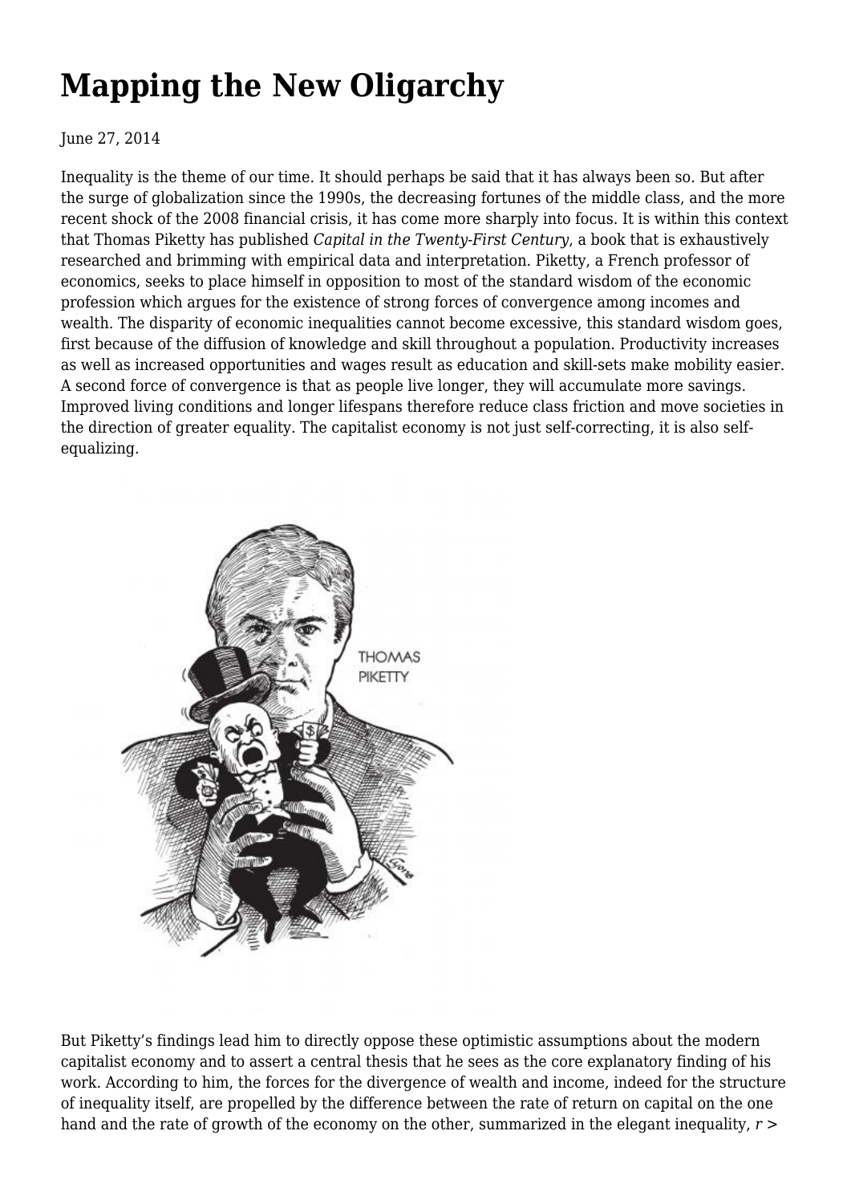# Mapping the New Oligarchy

June 27, 2014

Inequality is the theme of our time. It should perhaps be said that it has always been so. But after the surge of globalization since the 1990s, the decreasing fortunes of the middle class, and the more recent shock of the 2008 financial crisis, it has come more sharply into focus. It is within this context that Thomas Piketty has published *Capital in the Twenty-First Century*, a book that is exhaustively researched and brimming with empirical data and interpretation. Piketty, a French professor of economics, seeks to place himself in opposition to most of the standard wisdom of the economic profession which argues for the existence of strong forces of convergence among incomes and wealth. The disparity of economic inequalities cannot become excessive, this standard wisdom goes, first because of the diffusion of knowledge and skill throughout a population. Productivity increases as well as increased opportunities and wages result as education and skill-sets make mobility easier. A second force of convergence is that as people live longer, they will accumulate more savings. Improved living conditions and longer lifespans therefore reduce class friction and move societies in the direction of greater equality. The capitalist economy is not just self-correcting, it is also self-equalizing.

But Piketty's findings lead him to directly oppose these optimistic assumptions about the modern capitalist economy and to assert a central thesis that he sees as the core explanatory finding of his work. According to him, the forces for the divergence of wealth and income, indeed for the structure of inequality itself, are propelled by the difference between the rate of return on capital on the one hand and the rate of growth of the economy on the other, summarized in the elegant inequality, $r >$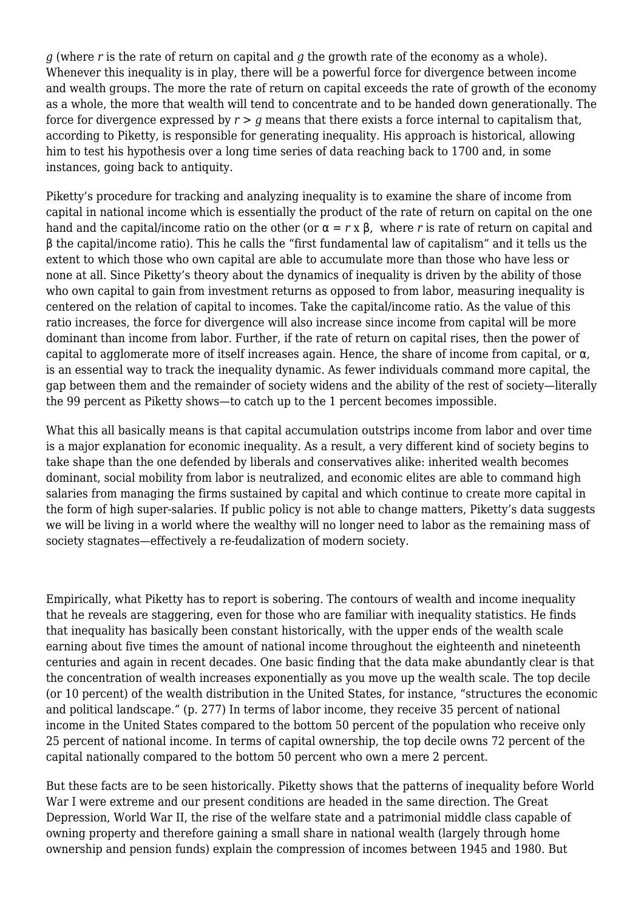$g$ (where $r$ is the rate of return on capital and $g$ the growth rate of the economy as a whole). Whenever this inequality is in play, there will be a powerful force for divergence between income and wealth groups. The more the rate of return on capital exceeds the rate of growth of the economy as a whole, the more that wealth will tend to concentrate and to be handed down generationally. The force for divergence expressed by $r > g$ means that there exists a force internal to capitalism that, according to Piketty, is responsible for generating inequality. His approach is historical, allowing him to test his hypothesis over a long time series of data reaching back to 1700 and, in some instances, going back to antiquity.

Piketty's procedure for tracking and analyzing inequality is to examine the share of income from capital in national income which is essentially the product of the rate of return on capital on the one hand and the capital/income ratio on the other (or $\alpha = r \times \beta$, where $r$ is rate of return on capital and $\beta$ the capital/income ratio). This he calls the "first fundamental law of capitalism" and it tells us the extent to which those who own capital are able to accumulate more than those who have less or none at all. Since Piketty's theory about the dynamics of inequality is driven by the ability of those who own capital to gain from investment returns as opposed to from labor, measuring inequality is centered on the relation of capital to incomes. Take the capital/income ratio. As the value of this ratio increases, the force for divergence will also increase since income from capital will be more dominant than income from labor. Further, if the rate of return on capital rises, then the power of capital to agglomerate more of itself increases again. Hence, the share of income from capital, or $\alpha$, is an essential way to track the inequality dynamic. As fewer individuals command more capital, the gap between them and the remainder of society widens and the ability of the rest of society—literally the 99 percent as Piketty shows—to catch up to the 1 percent becomes impossible.

What this all basically means is that capital accumulation outstrips income from labor and over time is a major explanation for economic inequality. As a result, a very different kind of society begins to take shape than the one defended by liberals and conservatives alike: inherited wealth becomes dominant, social mobility from labor is neutralized, and economic elites are able to command high salaries from managing the firms sustained by capital and which continue to create more capital in the form of high super-salaries. If public policy is not able to change matters, Piketty's data suggests we will be living in a world where the wealthy will no longer need to labor as the remaining mass of society stagnates—effectively a re-feudalization of modern society.

Empirically, what Piketty has to report is sobering. The contours of wealth and income inequality that he reveals are staggering, even for those who are familiar with inequality statistics. He finds that inequality has basically been constant historically, with the upper ends of the wealth scale earning about five times the amount of national income throughout the eighteenth and nineteenth centuries and again in recent decades. One basic finding that the data make abundantly clear is that the concentration of wealth increases exponentially as you move up the wealth scale. The top decile (or 10 percent) of the wealth distribution in the United States, for instance, "structures the economic and political landscape." (p. 277) In terms of labor income, they receive 35 percent of national income in the United States compared to the bottom 50 percent of the population who receive only 25 percent of national income. In terms of capital ownership, the top decile owns 72 percent of the capital nationally compared to the bottom 50 percent who own a mere 2 percent.

But these facts are to be seen historically. Piketty shows that the patterns of inequality before World War I were extreme and our present conditions are headed in the same direction. The Great Depression, World War II, the rise of the welfare state and a patrimonial middle class capable of owning property and therefore gaining a small share in national wealth (largely through home ownership and pension funds) explain the compression of incomes between 1945 and 1980. But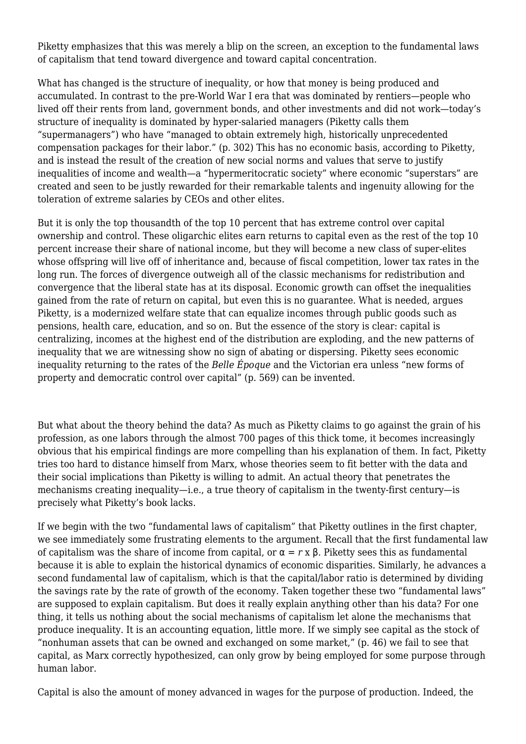Piketty emphasizes that this was merely a blip on the screen, an exception to the fundamental laws of capitalism that tend toward divergence and toward capital concentration.

What has changed is the structure of inequality, or how that money is being produced and accumulated. In contrast to the pre-World War I era that was dominated by rentiers—people who lived off their rents from land, government bonds, and other investments and did not work—today's structure of inequality is dominated by hyper-salaried managers (Piketty calls them "supermanagers") who have "managed to obtain extremely high, historically unprecedented compensation packages for their labor." (p. 302) This has no economic basis, according to Piketty, and is instead the result of the creation of new social norms and values that serve to justify inequalities of income and wealth—a "hypermeritocratic society" where economic "superstars" are created and seen to be justly rewarded for their remarkable talents and ingenuity allowing for the toleration of extreme salaries by CEOs and other elites.

But it is only the top thousandth of the top 10 percent that has extreme control over capital ownership and control. These oligarchic elites earn returns to capital even as the rest of the top 10 percent increase their share of national income, but they will become a new class of super-elites whose offspring will live off of inheritance and, because of fiscal competition, lower tax rates in the long run. The forces of divergence outweigh all of the classic mechanisms for redistribution and convergence that the liberal state has at its disposal. Economic growth can offset the inequalities gained from the rate of return on capital, but even this is no guarantee. What is needed, argues Piketty, is a modernized welfare state that can equalize incomes through public goods such as pensions, health care, education, and so on. But the essence of the story is clear: capital is centralizing, incomes at the highest end of the distribution are exploding, and the new patterns of inequality that we are witnessing show no sign of abating or dispersing. Piketty sees economic inequality returning to the rates of the *Belle Époque* and the Victorian era unless "new forms of property and democratic control over capital" (p. 569) can be invented.

But what about the theory behind the data? As much as Piketty claims to go against the grain of his profession, as one labors through the almost 700 pages of this thick tome, it becomes increasingly obvious that his empirical findings are more compelling than his explanation of them. In fact, Piketty tries too hard to distance himself from Marx, whose theories seem to fit better with the data and their social implications than Piketty is willing to admit. An actual theory that penetrates the mechanisms creating inequality—i.e., a true theory of capitalism in the twenty-first century—is precisely what Piketty's book lacks.

If we begin with the two "fundamental laws of capitalism" that Piketty outlines in the first chapter, we see immediately some frustrating elements to the argument. Recall that the first fundamental law of capitalism was the share of income from capital, or $\alpha = r \times \beta$. Piketty sees this as fundamental because it is able to explain the historical dynamics of economic disparities. Similarly, he advances a second fundamental law of capitalism, which is that the capital/labor ratio is determined by dividing the savings rate by the rate of growth of the economy. Taken together these two "fundamental laws" are supposed to explain capitalism. But does it really explain anything other than his data? For one thing, it tells us nothing about the social mechanisms of capitalism let alone the mechanisms that produce inequality. It is an accounting equation, little more. If we simply see capital as the stock of "nonhuman assets that can be owned and exchanged on some market," (p. 46) we fail to see that capital, as Marx correctly hypothesized, can only grow by being employed for some purpose through human labor.

Capital is also the amount of money advanced in wages for the purpose of production. Indeed, the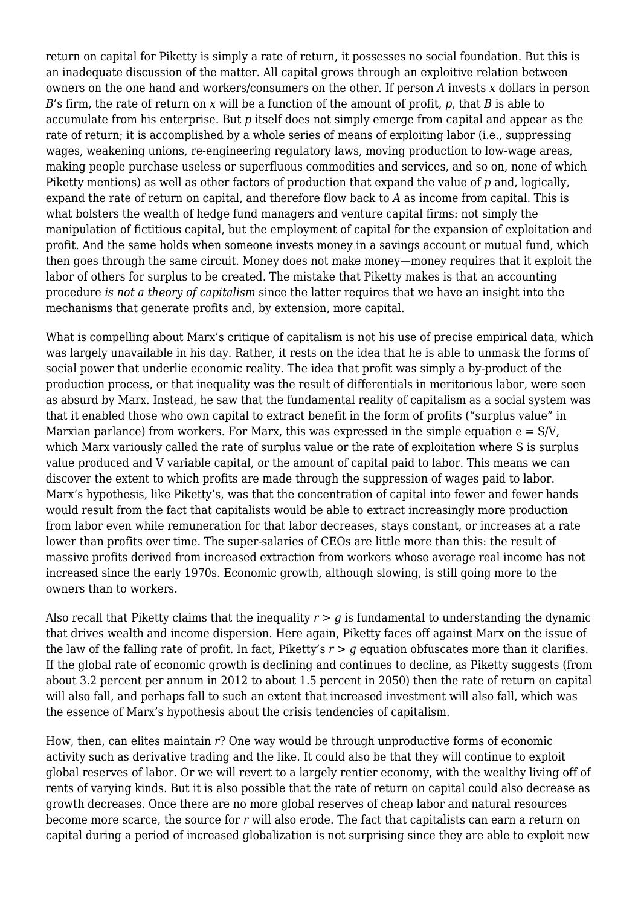return on capital for Piketty is simply a rate of return, it possesses no social foundation. But this is an inadequate discussion of the matter. All capital grows through an exploitive relation between owners on the one hand and workers/consumers on the other. If person $A$ invests $x$ dollars in person $B$'s firm, the rate of return on $x$ will be a function of the amount of profit, $p$, that $B$ is able to accumulate from his enterprise. But $p$ itself does not simply emerge from capital and appear as the rate of return; it is accomplished by a whole series of means of exploiting labor (i.e., suppressing wages, weakening unions, re-engineering regulatory laws, moving production to low-wage areas, making people purchase useless or superfluous commodities and services, and so on, none of which Piketty mentions) as well as other factors of production that expand the value of $p$ and, logically, expand the rate of return on capital, and therefore flow back to $A$ as income from capital. This is what bolsters the wealth of hedge fund managers and venture capital firms: not simply the manipulation of fictitious capital, but the employment of capital for the expansion of exploitation and profit. And the same holds when someone invests money in a savings account or mutual fund, which then goes through the same circuit. Money does not make money—money requires that it exploit the labor of others for surplus to be created. The mistake that Piketty makes is that an accounting procedure *is not a theory of capitalism* since the latter requires that we have an insight into the mechanisms that generate profits and, by extension, more capital.

What is compelling about Marx's critique of capitalism is not his use of precise empirical data, which was largely unavailable in his day. Rather, it rests on the idea that he is able to unmask the forms of social power that underlie economic reality. The idea that profit was simply a by-product of the production process, or that inequality was the result of differentials in meritorious labor, were seen as absurd by Marx. Instead, he saw that the fundamental reality of capitalism as a social system was that it enabled those who own capital to extract benefit in the form of profits ("surplus value" in Marxian parlance) from workers. For Marx, this was expressed in the simple equation $e = S/V$, which Marx variously called the rate of surplus value or the rate of exploitation where S is surplus value produced and V variable capital, or the amount of capital paid to labor. This means we can discover the extent to which profits are made through the suppression of wages paid to labor. Marx's hypothesis, like Piketty's, was that the concentration of capital into fewer and fewer hands would result from the fact that capitalists would be able to extract increasingly more production from labor even while remuneration for that labor decreases, stays constant, or increases at a rate lower than profits over time. The super-salaries of CEOs are little more than this: the result of massive profits derived from increased extraction from workers whose average real income has not increased since the early 1970s. Economic growth, although slowing, is still going more to the owners than to workers.

Also recall that Piketty claims that the inequality $r > g$ is fundamental to understanding the dynamic that drives wealth and income dispersion. Here again, Piketty faces off against Marx on the issue of the law of the falling rate of profit. In fact, Piketty's $r > g$ equation obfuscates more than it clarifies. If the global rate of economic growth is declining and continues to decline, as Piketty suggests (from about 3.2 percent per annum in 2012 to about 1.5 percent in 2050) then the rate of return on capital will also fall, and perhaps fall to such an extent that increased investment will also fall, which was the essence of Marx's hypothesis about the crisis tendencies of capitalism.

How, then, can elites maintain $r$? One way would be through unproductive forms of economic activity such as derivative trading and the like. It could also be that they will continue to exploit global reserves of labor. Or we will revert to a largely rentier economy, with the wealthy living off of rents of varying kinds. But it is also possible that the rate of return on capital could also decrease as growth decreases. Once there are no more global reserves of cheap labor and natural resources become more scarce, the source for $r$ will also erode. The fact that capitalists can earn a return on capital during a period of increased globalization is not surprising since they are able to exploit new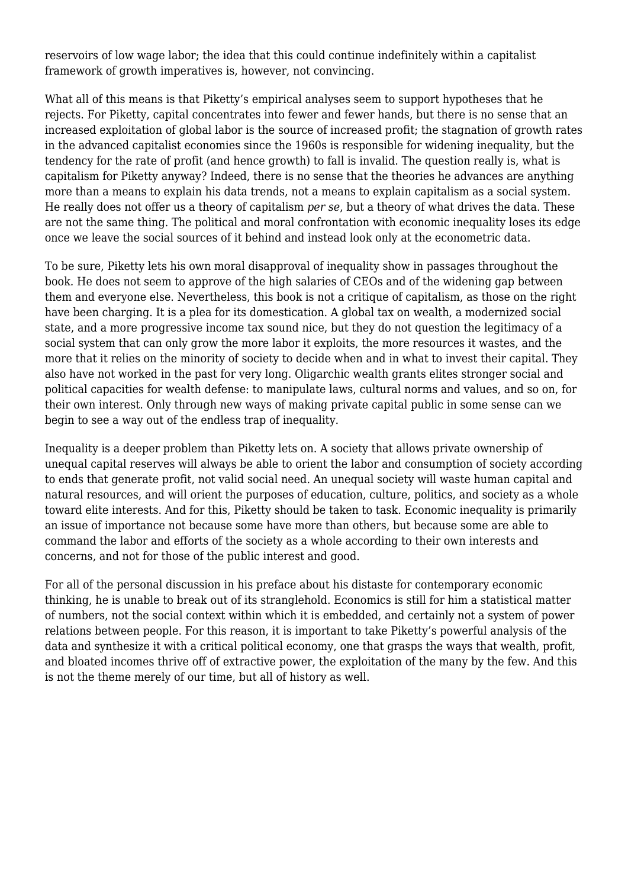reservoirs of low wage labor; the idea that this could continue indefinitely within a capitalist framework of growth imperatives is, however, not convincing.

What all of this means is that Piketty's empirical analyses seem to support hypotheses that he rejects. For Piketty, capital concentrates into fewer and fewer hands, but there is no sense that an increased exploitation of global labor is the source of increased profit; the stagnation of growth rates in the advanced capitalist economies since the 1960s is responsible for widening inequality, but the tendency for the rate of profit (and hence growth) to fall is invalid. The question really is, what is capitalism for Piketty anyway? Indeed, there is no sense that the theories he advances are anything more than a means to explain his data trends, not a means to explain capitalism as a social system. He really does not offer us a theory of capitalism *per se*, but a theory of what drives the data. These are not the same thing. The political and moral confrontation with economic inequality loses its edge once we leave the social sources of it behind and instead look only at the econometric data.

To be sure, Piketty lets his own moral disapproval of inequality show in passages throughout the book. He does not seem to approve of the high salaries of CEOs and of the widening gap between them and everyone else. Nevertheless, this book is not a critique of capitalism, as those on the right have been charging. It is a plea for its domestication. A global tax on wealth, a modernized social state, and a more progressive income tax sound nice, but they do not question the legitimacy of a social system that can only grow the more labor it exploits, the more resources it wastes, and the more that it relies on the minority of society to decide when and in what to invest their capital. They also have not worked in the past for very long. Oligarchic wealth grants elites stronger social and political capacities for wealth defense: to manipulate laws, cultural norms and values, and so on, for their own interest. Only through new ways of making private capital public in some sense can we begin to see a way out of the endless trap of inequality.

Inequality is a deeper problem than Piketty lets on. A society that allows private ownership of unequal capital reserves will always be able to orient the labor and consumption of society according to ends that generate profit, not valid social need. An unequal society will waste human capital and natural resources, and will orient the purposes of education, culture, politics, and society as a whole toward elite interests. And for this, Piketty should be taken to task. Economic inequality is primarily an issue of importance not because some have more than others, but because some are able to command the labor and efforts of the society as a whole according to their own interests and concerns, and not for those of the public interest and good.

For all of the personal discussion in his preface about his distaste for contemporary economic thinking, he is unable to break out of its stranglehold. Economics is still for him a statistical matter of numbers, not the social context within which it is embedded, and certainly not a system of power relations between people. For this reason, it is important to take Piketty's powerful analysis of the data and synthesize it with a critical political economy, one that grasps the ways that wealth, profit, and bloated incomes thrive off of extractive power, the exploitation of the many by the few. And this is not the theme merely of our time, but all of history as well.